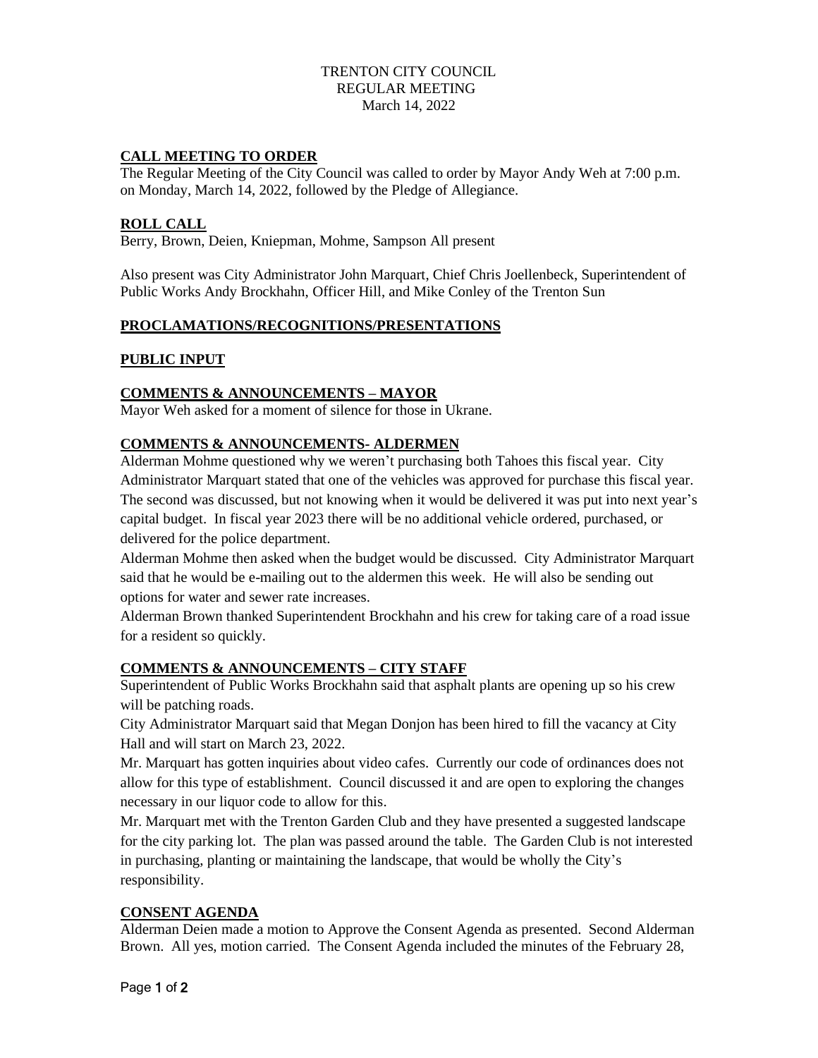TRENTON CITY COUNCIL
REGULAR MEETING
March 14, 2022

## CALL MEETING TO ORDER

The Regular Meeting of the City Council was called to order by Mayor Andy Weh at 7:00 p.m. on Monday, March 14, 2022, followed by the Pledge of Allegiance.

## ROLL CALL

Berry, Brown, Deien, Kniepman, Mohme, Sampson All present

Also present was City Administrator John Marquart, Chief Chris Joellenbeck, Superintendent of Public Works Andy Brockhahn, Officer Hill, and Mike Conley of the Trenton Sun

## PROCLAMATIONS/RECOGNITIONS/PRESENTATIONS

## PUBLIC INPUT

## COMMENTS & ANNOUNCEMENTS – MAYOR

Mayor Weh asked for a moment of silence for those in Ukrane.

## COMMENTS & ANNOUNCEMENTS- ALDERMEN

Alderman Mohme questioned why we weren't purchasing both Tahoes this fiscal year. City Administrator Marquart stated that one of the vehicles was approved for purchase this fiscal year. The second was discussed, but not knowing when it would be delivered it was put into next year's capital budget. In fiscal year 2023 there will be no additional vehicle ordered, purchased, or delivered for the police department.

Alderman Mohme then asked when the budget would be discussed. City Administrator Marquart said that he would be e-mailing out to the aldermen this week. He will also be sending out options for water and sewer rate increases.

Alderman Brown thanked Superintendent Brockhahn and his crew for taking care of a road issue for a resident so quickly.

## COMMENTS & ANNOUNCEMENTS – CITY STAFF

Superintendent of Public Works Brockhahn said that asphalt plants are opening up so his crew will be patching roads.

City Administrator Marquart said that Megan Donjon has been hired to fill the vacancy at City Hall and will start on March 23, 2022.

Mr. Marquart has gotten inquiries about video cafes. Currently our code of ordinances does not allow for this type of establishment. Council discussed it and are open to exploring the changes necessary in our liquor code to allow for this.

Mr. Marquart met with the Trenton Garden Club and they have presented a suggested landscape for the city parking lot. The plan was passed around the table. The Garden Club is not interested in purchasing, planting or maintaining the landscape, that would be wholly the City's responsibility.

## CONSENT AGENDA

Alderman Deien made a motion to Approve the Consent Agenda as presented. Second Alderman Brown. All yes, motion carried. The Consent Agenda included the minutes of the February 28,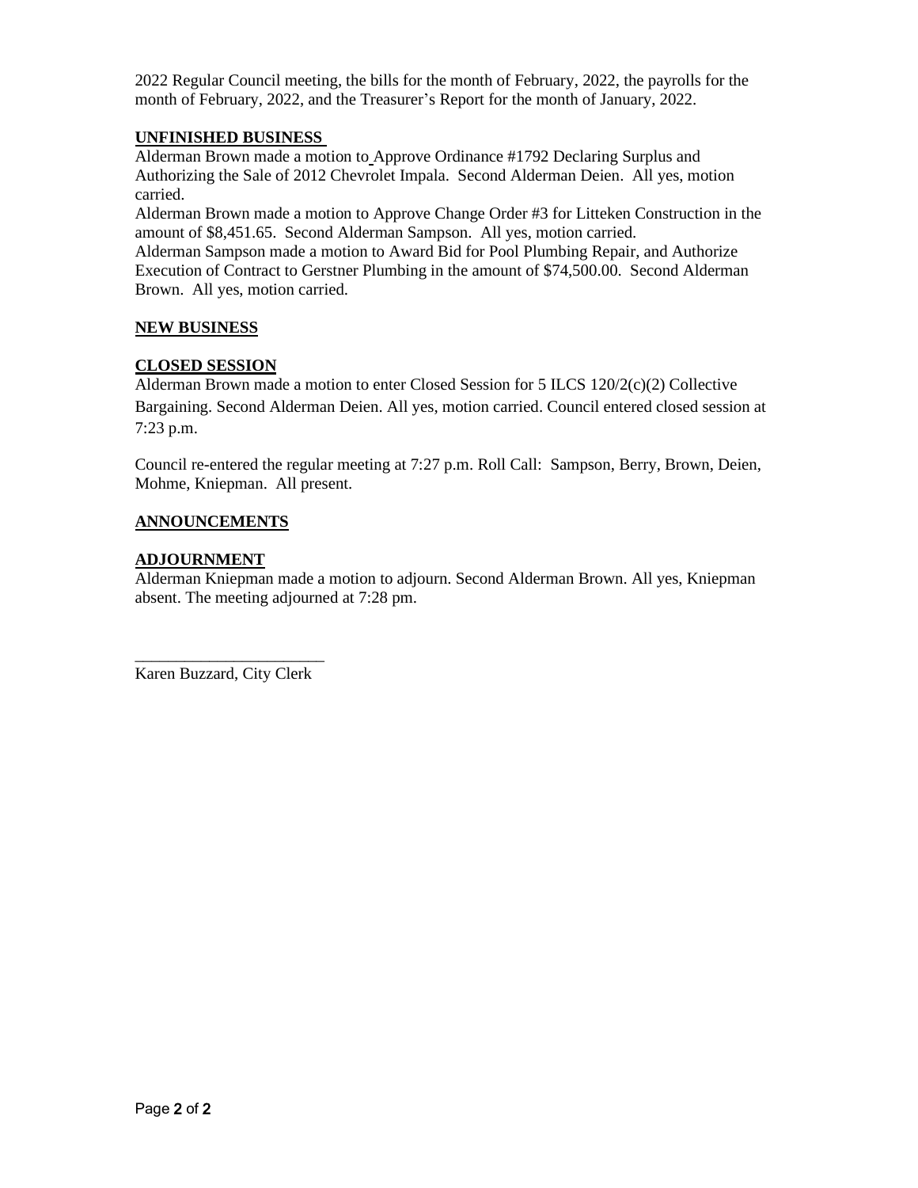2022 Regular Council meeting, the bills for the month of February, 2022, the payrolls for the month of February, 2022, and the Treasurer's Report for the month of January, 2022.

## UNFINISHED BUSINESS

Alderman Brown made a motion to Approve Ordinance #1792 Declaring Surplus and Authorizing the Sale of 2012 Chevrolet Impala. Second Alderman Deien. All yes, motion carried.

Alderman Brown made a motion to Approve Change Order #3 for Litteken Construction in the amount of $8,451.65. Second Alderman Sampson. All yes, motion carried.

Alderman Sampson made a motion to Award Bid for Pool Plumbing Repair, and Authorize Execution of Contract to Gerstner Plumbing in the amount of $74,500.00. Second Alderman Brown. All yes, motion carried.

## NEW BUSINESS

## CLOSED SESSION

Alderman Brown made a motion to enter Closed Session for 5 ILCS 120/2(c)(2) Collective Bargaining. Second Alderman Deien. All yes, motion carried. Council entered closed session at 7:23 p.m.

Council re-entered the regular meeting at 7:27 p.m. Roll Call: Sampson, Berry, Brown, Deien, Mohme, Kniepman. All present.

## ANNOUNCEMENTS

## ADJOURNMENT

Alderman Kniepman made a motion to adjourn. Second Alderman Brown. All yes, Kniepman absent. The meeting adjourned at 7:28 pm.

_______________________

Karen Buzzard, City Clerk